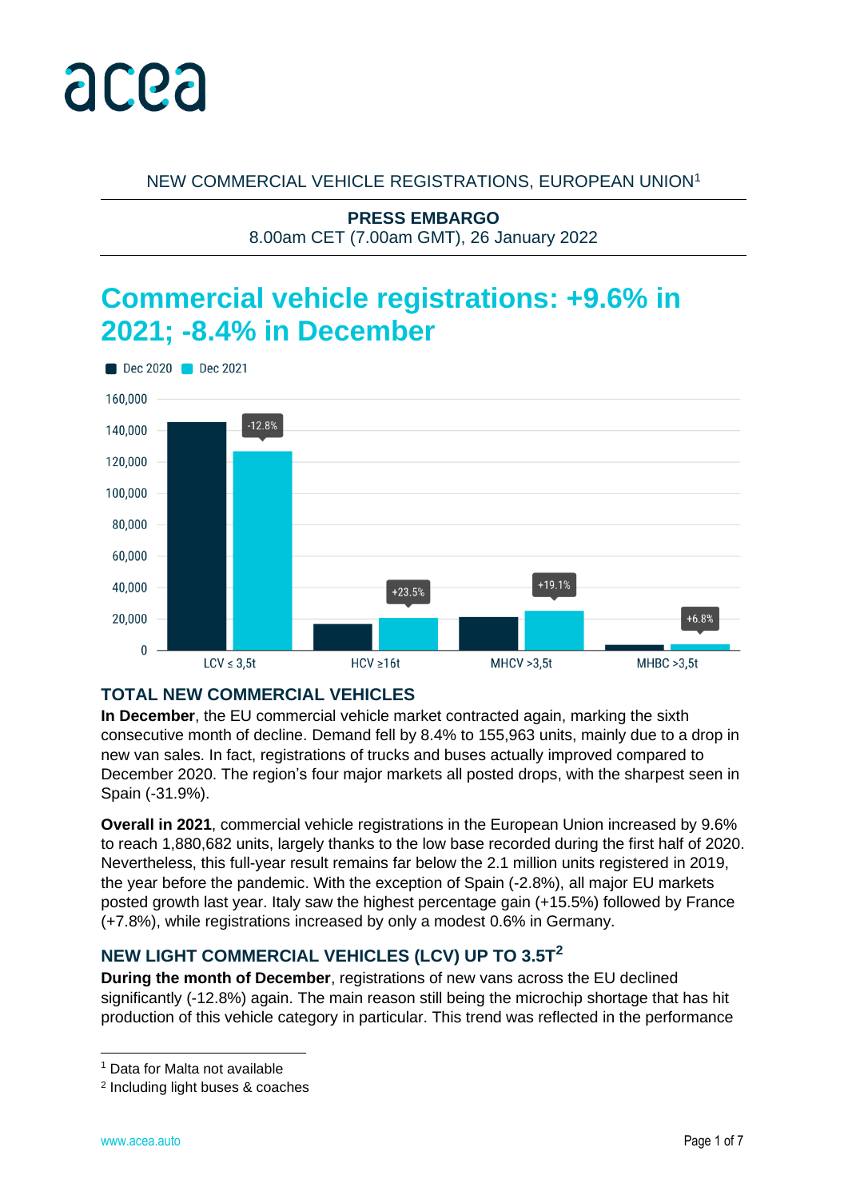acea

NEW COMMERCIAL VEHICLE REGISTRATIONS, EUROPEAN UNION[1]

**PRESS EMBARGO**
8.00am CET (7.00am GMT), 26 January 2022

# Commercial vehicle registrations: +9.6% in 2021; -8.4% in December

Dec 2020 | Dec 2021

| | Dec 2020 | Dec 2021 | % change |
|---|---|---|---|
| LCV ≤ 3,5t | | | -12.8% |
| HCV ≥16t | | | +23.5% |
| MHCV >3,5t | | | +19.1% |
| MHBC >3,5t | | | +6.8% |

## TOTAL NEW COMMERCIAL VEHICLES

**In December**, the EU commercial vehicle market contracted again, marking the sixth consecutive month of decline. Demand fell by 8.4% to 155,963 units, mainly due to a drop in new van sales. In fact, registrations of trucks and buses actually improved compared to December 2020. The region's four major markets all posted drops, with the sharpest seen in Spain (-31.9%).

**Overall in 2021**, commercial vehicle registrations in the European Union increased by 9.6% to reach 1,880,682 units, largely thanks to the low base recorded during the first half of 2020. Nevertheless, this full-year result remains far below the 2.1 million units registered in 2019, the year before the pandemic. With the exception of Spain (-2.8%), all major EU markets posted growth last year. Italy saw the highest percentage gain (+15.5%) followed by France (+7.8%), while registrations increased by only a modest 0.6% in Germany.

## NEW LIGHT COMMERCIAL VEHICLES (LCV) UP TO 3.5T[2]

**During the month of December**, registrations of new vans across the EU declined significantly (-12.8%) again. The main reason still being the microchip shortage that has hit production of this vehicle category in particular. This trend was reflected in the performance

[1] Data for Malta not available

[2] Including light buses & coaches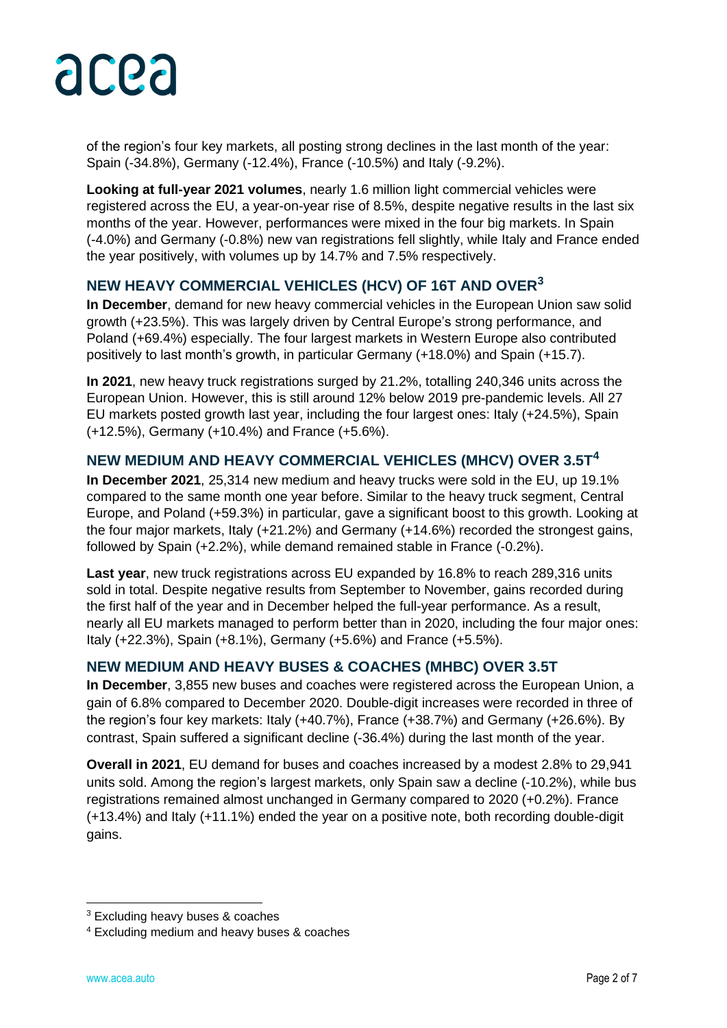of the region's four key markets, all posting strong declines in the last month of the year: Spain (-34.8%), Germany (-12.4%), France (-10.5%) and Italy (-9.2%).

**Looking at full-year 2021 volumes**, nearly 1.6 million light commercial vehicles were registered across the EU, a year-on-year rise of 8.5%, despite negative results in the last six months of the year. However, performances were mixed in the four big markets. In Spain (-4.0%) and Germany (-0.8%) new van registrations fell slightly, while Italy and France ended the year positively, with volumes up by 14.7% and 7.5% respectively.

## NEW HEAVY COMMERCIAL VEHICLES (HCV) OF 16T AND OVER[3]

**In December**, demand for new heavy commercial vehicles in the European Union saw solid growth (+23.5%). This was largely driven by Central Europe's strong performance, and Poland (+69.4%) especially. The four largest markets in Western Europe also contributed positively to last month's growth, in particular Germany (+18.0%) and Spain (+15.7).

**In 2021**, new heavy truck registrations surged by 21.2%, totalling 240,346 units across the European Union. However, this is still around 12% below 2019 pre-pandemic levels. All 27 EU markets posted growth last year, including the four largest ones: Italy (+24.5%), Spain (+12.5%), Germany (+10.4%) and France (+5.6%).

## NEW MEDIUM AND HEAVY COMMERCIAL VEHICLES (MHCV) OVER 3.5T[4]

**In December 2021**, 25,314 new medium and heavy trucks were sold in the EU, up 19.1% compared to the same month one year before. Similar to the heavy truck segment, Central Europe, and Poland (+59.3%) in particular, gave a significant boost to this growth. Looking at the four major markets, Italy (+21.2%) and Germany (+14.6%) recorded the strongest gains, followed by Spain (+2.2%), while demand remained stable in France (-0.2%).

**Last year**, new truck registrations across EU expanded by 16.8% to reach 289,316 units sold in total. Despite negative results from September to November, gains recorded during the first half of the year and in December helped the full-year performance. As a result, nearly all EU markets managed to perform better than in 2020, including the four major ones: Italy (+22.3%), Spain (+8.1%), Germany (+5.6%) and France (+5.5%).

## NEW MEDIUM AND HEAVY BUSES & COACHES (MHBC) OVER 3.5T

**In December**, 3,855 new buses and coaches were registered across the European Union, a gain of 6.8% compared to December 2020. Double-digit increases were recorded in three of the region's four key markets: Italy (+40.7%), France (+38.7%) and Germany (+26.6%). By contrast, Spain suffered a significant decline (-36.4%) during the last month of the year.

**Overall in 2021**, EU demand for buses and coaches increased by a modest 2.8% to 29,941 units sold. Among the region's largest markets, only Spain saw a decline (-10.2%), while bus registrations remained almost unchanged in Germany compared to 2020 (+0.2%). France (+13.4%) and Italy (+11.1%) ended the year on a positive note, both recording double-digit gains.

---

[3] Excluding heavy buses & coaches

[4] Excluding medium and heavy buses & coaches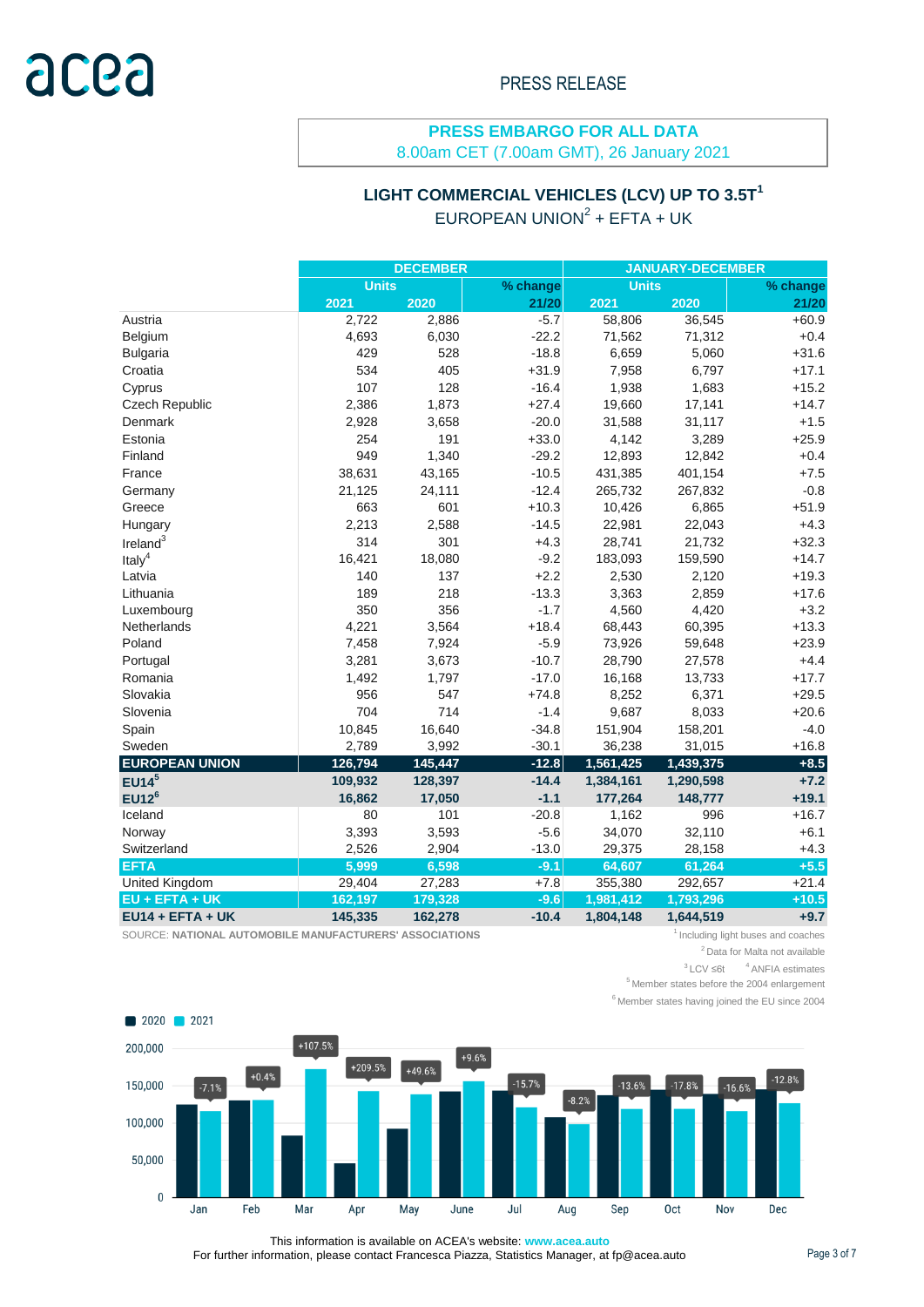**PRESS EMBARGO FOR ALL DATA**
8.00am CET (7.00am GMT), 26 January 2021

## LIGHT COMMERCIAL VEHICLES (LCV) UP TO 3.5T[1]

### EUROPEAN UNION[2] + EFTA + UK

| | DECEMBER | | | JANUARY-DECEMBER | | |
|---|---|---|---|---|---|---|
| | Units | | % change | Units | | % change |
| | 2021 | 2020 | 21/20 | 2021 | 2020 | 21/20 |
| Austria | 2,722 | 2,886 | -5.7 | 58,806 | 36,545 | +60.9 |
| Belgium | 4,693 | 6,030 | -22.2 | 71,562 | 71,312 | +0.4 |
| Bulgaria | 429 | 528 | -18.8 | 6,659 | 5,060 | +31.6 |
| Croatia | 534 | 405 | +31.9 | 7,958 | 6,797 | +17.1 |
| Cyprus | 107 | 128 | -16.4 | 1,938 | 1,683 | +15.2 |
| Czech Republic | 2,386 | 1,873 | +27.4 | 19,660 | 17,141 | +14.7 |
| Denmark | 2,928 | 3,658 | -20.0 | 31,588 | 31,117 | +1.5 |
| Estonia | 254 | 191 | +33.0 | 4,142 | 3,289 | +25.9 |
| Finland | 949 | 1,340 | -29.2 | 12,893 | 12,842 | +0.4 |
| France | 38,631 | 43,165 | -10.5 | 431,385 | 401,154 | +7.5 |
| Germany | 21,125 | 24,111 | -12.4 | 265,732 | 267,832 | -0.8 |
| Greece | 663 | 601 | +10.3 | 10,426 | 6,865 | +51.9 |
| Hungary | 2,213 | 2,588 | -14.5 | 22,981 | 22,043 | +4.3 |
| Ireland[3] | 314 | 301 | +4.3 | 28,741 | 21,732 | +32.3 |
| Italy[4] | 16,421 | 18,080 | -9.2 | 183,093 | 159,590 | +14.7 |
| Latvia | 140 | 137 | +2.2 | 2,530 | 2,120 | +19.3 |
| Lithuania | 189 | 218 | -13.3 | 3,363 | 2,859 | +17.6 |
| Luxembourg | 350 | 356 | -1.7 | 4,560 | 4,420 | +3.2 |
| Netherlands | 4,221 | 3,564 | +18.4 | 68,443 | 60,395 | +13.3 |
| Poland | 7,458 | 7,924 | -5.9 | 73,926 | 59,648 | +23.9 |
| Portugal | 3,281 | 3,673 | -10.7 | 28,790 | 27,578 | +4.4 |
| Romania | 1,492 | 1,797 | -17.0 | 16,168 | 13,733 | +17.7 |
| Slovakia | 956 | 547 | +74.8 | 8,252 | 6,371 | +29.5 |
| Slovenia | 704 | 714 | -1.4 | 9,687 | 8,033 | +20.6 |
| Spain | 10,845 | 16,640 | -34.8 | 151,904 | 158,201 | -4.0 |
| Sweden | 2,789 | 3,992 | -30.1 | 36,238 | 31,015 | +16.8 |
| **EUROPEAN UNION** | **126,794** | **145,447** | **-12.8** | **1,561,425** | **1,439,375** | **+8.5** |
| **EU14[5]** | **109,932** | **128,397** | **-14.4** | **1,384,161** | **1,290,598** | **+7.2** |
| **EU12[6]** | **16,862** | **17,050** | **-1.1** | **177,264** | **148,777** | **+19.1** |
| Iceland | 80 | 101 | -20.8 | 1,162 | 996 | +16.7 |
| Norway | 3,393 | 3,593 | -5.6 | 34,070 | 32,110 | +6.1 |
| Switzerland | 2,526 | 2,904 | -13.0 | 29,375 | 28,158 | +4.3 |
| **EFTA** | **5,999** | **6,598** | **-9.1** | **64,607** | **61,264** | **+5.5** |
| United Kingdom | 29,404 | 27,283 | +7.8 | 355,380 | 292,657 | +21.4 |
| **EU + EFTA + UK** | **162,197** | **179,328** | **-9.6** | **1,981,412** | **1,793,296** | **+10.5** |
| **EU14 + EFTA + UK** | **145,335** | **162,278** | **-10.4** | **1,804,148** | **1,644,519** | **+9.7** |

SOURCE: **NATIONAL AUTOMOBILE MANUFACTURERS' ASSOCIATIONS**

[1] Including light buses and coaches
[2] Data for Malta not available
[3] LCV ≤6t
[4] ANFIA estimates
[5] Member states before the 2004 enlargement
[6] Member states having joined the EU since 2004

This information is available on ACEA's website: **www.acea.auto**
For further information, please contact Francesca Piazza, Statistics Manager, at fp@acea.auto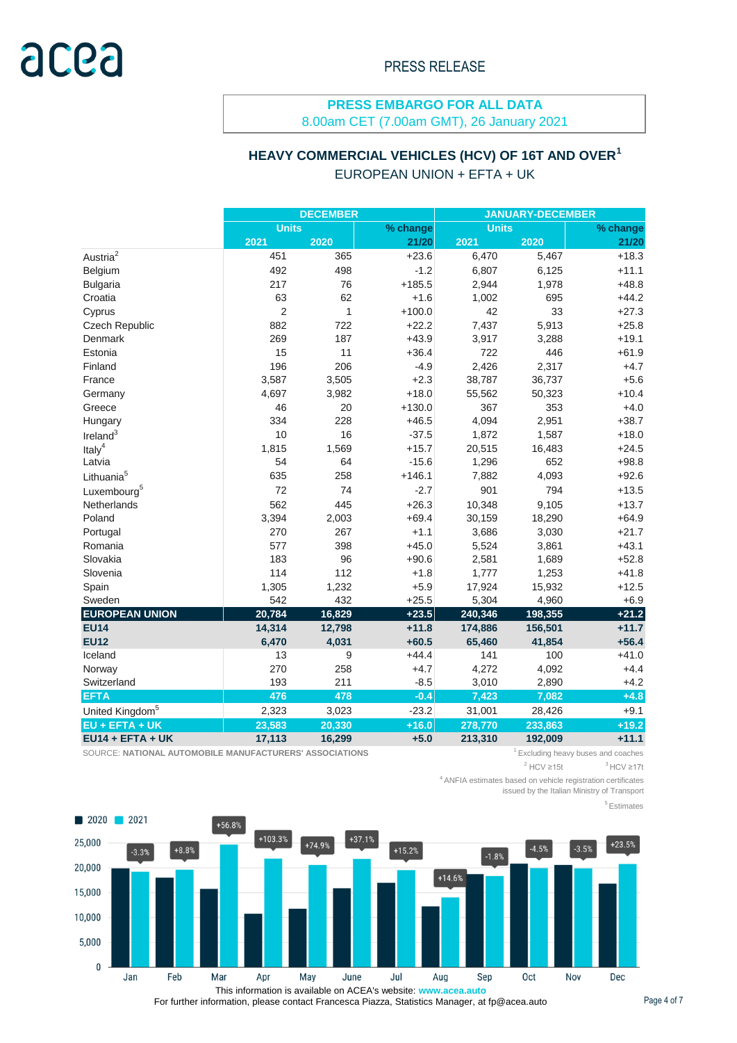PRESS RELEASE

**PRESS EMBARGO FOR ALL DATA**
8.00am CET (7.00am GMT), 26 January 2021

## HEAVY COMMERCIAL VEHICLES (HCV) OF 16T AND OVER[1]

EUROPEAN UNION + EFTA + UK

| | DECEMBER | | | JANUARY-DECEMBER | | |
|---|---|---|---|---|---|---|
| | Units | | % change | Units | | % change |
| | 2021 | 2020 | 21/20 | 2021 | 2020 | 21/20 |
| Austria[2] | 451 | 365 | +23.6 | 6,470 | 5,467 | +18.3 |
| Belgium | 492 | 498 | -1.2 | 6,807 | 6,125 | +11.1 |
| Bulgaria | 217 | 76 | +185.5 | 2,944 | 1,978 | +48.8 |
| Croatia | 63 | 62 | +1.6 | 1,002 | 695 | +44.2 |
| Cyprus | 2 | 1 | +100.0 | 42 | 33 | +27.3 |
| Czech Republic | 882 | 722 | +22.2 | 7,437 | 5,913 | +25.8 |
| Denmark | 269 | 187 | +43.9 | 3,917 | 3,288 | +19.1 |
| Estonia | 15 | 11 | +36.4 | 722 | 446 | +61.9 |
| Finland | 196 | 206 | -4.9 | 2,426 | 2,317 | +4.7 |
| France | 3,587 | 3,505 | +2.3 | 38,787 | 36,737 | +5.6 |
| Germany | 4,697 | 3,982 | +18.0 | 55,562 | 50,323 | +10.4 |
| Greece | 46 | 20 | +130.0 | 367 | 353 | +4.0 |
| Hungary | 334 | 228 | +46.5 | 4,094 | 2,951 | +38.7 |
| Ireland[3] | 10 | 16 | -37.5 | 1,872 | 1,587 | +18.0 |
| Italy[4] | 1,815 | 1,569 | +15.7 | 20,515 | 16,483 | +24.5 |
| Latvia | 54 | 64 | -15.6 | 1,296 | 652 | +98.8 |
| Lithuania[5] | 635 | 258 | +146.1 | 7,882 | 4,093 | +92.6 |
| Luxembourg[5] | 72 | 74 | -2.7 | 901 | 794 | +13.5 |
| Netherlands | 562 | 445 | +26.3 | 10,348 | 9,105 | +13.7 |
| Poland | 3,394 | 2,003 | +69.4 | 30,159 | 18,290 | +64.9 |
| Portugal | 270 | 267 | +1.1 | 3,686 | 3,030 | +21.7 |
| Romania | 577 | 398 | +45.0 | 5,524 | 3,861 | +43.1 |
| Slovakia | 183 | 96 | +90.6 | 2,581 | 1,689 | +52.8 |
| Slovenia | 114 | 112 | +1.8 | 1,777 | 1,253 | +41.8 |
| Spain | 1,305 | 1,232 | +5.9 | 17,924 | 15,932 | +12.5 |
| Sweden | 542 | 432 | +25.5 | 5,304 | 4,960 | +6.9 |
| **EUROPEAN UNION** | **20,784** | **16,829** | **+23.5** | **240,346** | **198,355** | **+21.2** |
| **EU14** | **14,314** | **12,798** | **+11.8** | **174,886** | **156,501** | **+11.7** |
| **EU12** | **6,470** | **4,031** | **+60.5** | **65,460** | **41,854** | **+56.4** |
| Iceland | 13 | 9 | +44.4 | 141 | 100 | +41.0 |
| Norway | 270 | 258 | +4.7 | 4,272 | 4,092 | +4.4 |
| Switzerland | 193 | 211 | -8.5 | 3,010 | 2,890 | +4.2 |
| **EFTA** | **476** | **478** | **-0.4** | **7,423** | **7,082** | **+4.8** |
| United Kingdom[5] | 2,323 | 3,023 | -23.2 | 31,001 | 28,426 | +9.1 |
| **EU + EFTA + UK** | **23,583** | **20,330** | **+16.0** | **278,770** | **233,863** | **+19.2** |
| **EU14 + EFTA + UK** | **17,113** | **16,299** | **+5.0** | **213,310** | **192,009** | **+11.1** |

SOURCE: **NATIONAL AUTOMOBILE MANUFACTURERS' ASSOCIATIONS**

[1] Excluding heavy buses and coaches

[2] HCV ≥15t

[3] HCV ≥17t

[4] ANFIA estimates based on vehicle registration certificates issued by the Italian Ministry of Transport

[5] Estimates

This information is available on ACEA's website: **www.acea.auto**
For further information, please contact Francesca Piazza, Statistics Manager, at fp@acea.auto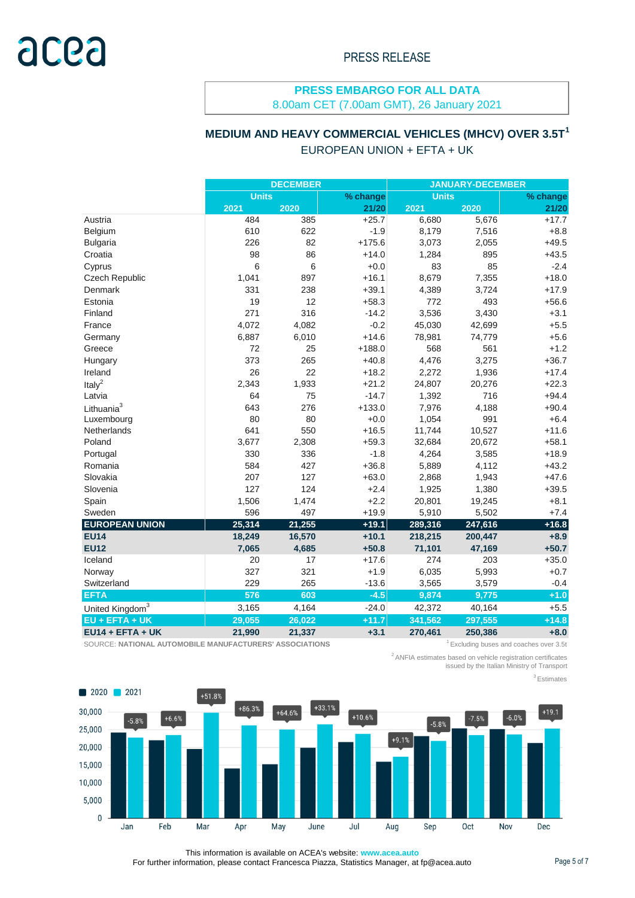PRESS RELEASE

**PRESS EMBARGO FOR ALL DATA**
8.00am CET (7.00am GMT), 26 January 2021

## MEDIUM AND HEAVY COMMERCIAL VEHICLES (MHCV) OVER 3.5T[1]

EUROPEAN UNION + EFTA + UK

| | DECEMBER | | | JANUARY-DECEMBER | | |
|---|---|---|---|---|---|---|
| | Units | | % change | Units | | % change |
| | 2021 | 2020 | 21/20 | 2021 | 2020 | 21/20 |
| Austria | 484 | 385 | +25.7 | 6,680 | 5,676 | +17.7 |
| Belgium | 610 | 622 | -1.9 | 8,179 | 7,516 | +8.8 |
| Bulgaria | 226 | 82 | +175.6 | 3,073 | 2,055 | +49.5 |
| Croatia | 98 | 86 | +14.0 | 1,284 | 895 | +43.5 |
| Cyprus | 6 | 6 | +0.0 | 83 | 85 | -2.4 |
| Czech Republic | 1,041 | 897 | +16.1 | 8,679 | 7,355 | +18.0 |
| Denmark | 331 | 238 | +39.1 | 4,389 | 3,724 | +17.9 |
| Estonia | 19 | 12 | +58.3 | 772 | 493 | +56.6 |
| Finland | 271 | 316 | -14.2 | 3,536 | 3,430 | +3.1 |
| France | 4,072 | 4,082 | -0.2 | 45,030 | 42,699 | +5.5 |
| Germany | 6,887 | 6,010 | +14.6 | 78,981 | 74,779 | +5.6 |
| Greece | 72 | 25 | +188.0 | 568 | 561 | +1.2 |
| Hungary | 373 | 265 | +40.8 | 4,476 | 3,275 | +36.7 |
| Ireland | 26 | 22 | +18.2 | 2,272 | 1,936 | +17.4 |
| Italy[2] | 2,343 | 1,933 | +21.2 | 24,807 | 20,276 | +22.3 |
| Latvia | 64 | 75 | -14.7 | 1,392 | 716 | +94.4 |
| Lithuania[3] | 643 | 276 | +133.0 | 7,976 | 4,188 | +90.4 |
| Luxembourg | 80 | 80 | +0.0 | 1,054 | 991 | +6.4 |
| Netherlands | 641 | 550 | +16.5 | 11,744 | 10,527 | +11.6 |
| Poland | 3,677 | 2,308 | +59.3 | 32,684 | 20,672 | +58.1 |
| Portugal | 330 | 336 | -1.8 | 4,264 | 3,585 | +18.9 |
| Romania | 584 | 427 | +36.8 | 5,889 | 4,112 | +43.2 |
| Slovakia | 207 | 127 | +63.0 | 2,868 | 1,943 | +47.6 |
| Slovenia | 127 | 124 | +2.4 | 1,925 | 1,380 | +39.5 |
| Spain | 1,506 | 1,474 | +2.2 | 20,801 | 19,245 | +8.1 |
| Sweden | 596 | 497 | +19.9 | 5,910 | 5,502 | +7.4 |
| **EUROPEAN UNION** | **25,314** | **21,255** | **+19.1** | **289,316** | **247,616** | **+16.8** |
| **EU14** | **18,249** | **16,570** | **+10.1** | **218,215** | **200,447** | **+8.9** |
| **EU12** | **7,065** | **4,685** | **+50.8** | **71,101** | **47,169** | **+50.7** |
| Iceland | 20 | 17 | +17.6 | 274 | 203 | +35.0 |
| Norway | 327 | 321 | +1.9 | 6,035 | 5,993 | +0.7 |
| Switzerland | 229 | 265 | -13.6 | 3,565 | 3,579 | -0.4 |
| **EFTA** | **576** | **603** | **-4.5** | **9,874** | **9,775** | **+1.0** |
| United Kingdom[3] | 3,165 | 4,164 | -24.0 | 42,372 | 40,164 | +5.5 |
| **EU + EFTA + UK** | **29,055** | **26,022** | **+11.7** | **341,562** | **297,555** | **+14.8** |
| **EU14 + EFTA + UK** | **21,990** | **21,337** | **+3.1** | **270,461** | **250,386** | **+8.0** |

SOURCE: **NATIONAL AUTOMOBILE MANUFACTURERS' ASSOCIATIONS**

[1] Excluding buses and coaches over 3.5t

[2] ANFIA estimates based on vehicle registration certificates issued by the Italian Ministry of Transport

[3] Estimates

| Month | Jan | Feb | Mar | Apr | May | June | Jul | Aug | Sep | Oct | Nov | Dec |
|---|---|---|---|---|---|---|---|---|---|---|---|---|
| % change 2021/2020 | -5.8% | +6.6% | +51.8% | +86.3% | +64.6% | +33.1% | +10.6% | +9.1% | -5.8% | -7.5% | -6.0% | +19.1 |

This information is available on ACEA's website: **www.acea.auto**
For further information, please contact Francesca Piazza, Statistics Manager, at fp@acea.auto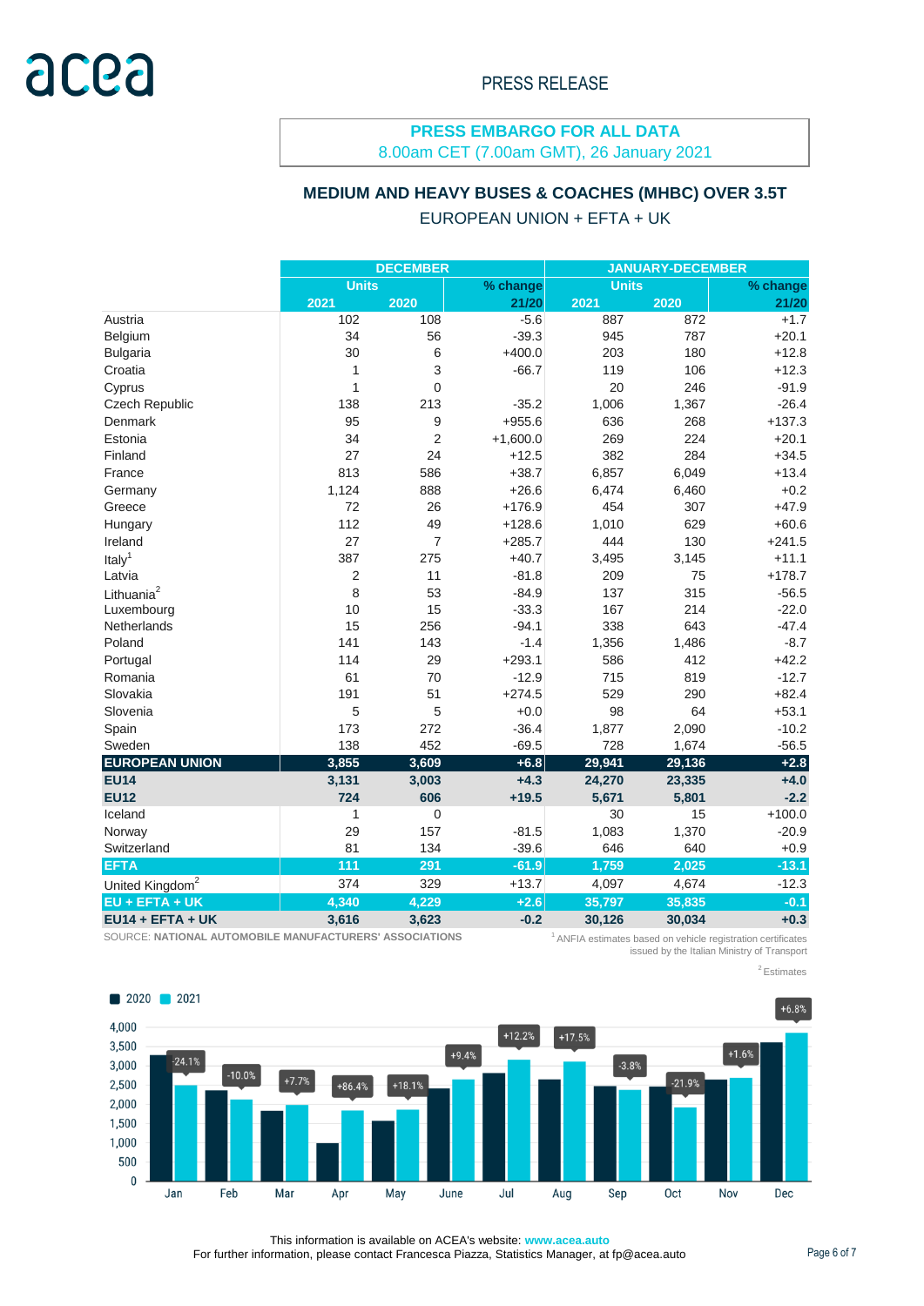PRESS RELEASE

**PRESS EMBARGO FOR ALL DATA**
8.00am CET (7.00am GMT), 26 January 2021

## MEDIUM AND HEAVY BUSES & COACHES (MHBC) OVER 3.5T

EUROPEAN UNION + EFTA + UK

| | DECEMBER | | | JANUARY-DECEMBER | | |
|---|---|---|---|---|---|---|
| | Units | | % change | Units | | % change |
| | 2021 | 2020 | 21/20 | 2021 | 2020 | 21/20 |
| Austria | 102 | 108 | -5.6 | 887 | 872 | +1.7 |
| Belgium | 34 | 56 | -39.3 | 945 | 787 | +20.1 |
| Bulgaria | 30 | 6 | +400.0 | 203 | 180 | +12.8 |
| Croatia | 1 | 3 | -66.7 | 119 | 106 | +12.3 |
| Cyprus | 1 | 0 | | 20 | 246 | -91.9 |
| Czech Republic | 138 | 213 | -35.2 | 1,006 | 1,367 | -26.4 |
| Denmark | 95 | 9 | +955.6 | 636 | 268 | +137.3 |
| Estonia | 34 | 2 | +1,600.0 | 269 | 224 | +20.1 |
| Finland | 27 | 24 | +12.5 | 382 | 284 | +34.5 |
| France | 813 | 586 | +38.7 | 6,857 | 6,049 | +13.4 |
| Germany | 1,124 | 888 | +26.6 | 6,474 | 6,460 | +0.2 |
| Greece | 72 | 26 | +176.9 | 454 | 307 | +47.9 |
| Hungary | 112 | 49 | +128.6 | 1,010 | 629 | +60.6 |
| Ireland | 27 | 7 | +285.7 | 444 | 130 | +241.5 |
| Italy[1] | 387 | 275 | +40.7 | 3,495 | 3,145 | +11.1 |
| Latvia | 2 | 11 | -81.8 | 209 | 75 | +178.7 |
| Lithuania[2] | 8 | 53 | -84.9 | 137 | 315 | -56.5 |
| Luxembourg | 10 | 15 | -33.3 | 167 | 214 | -22.0 |
| Netherlands | 15 | 256 | -94.1 | 338 | 643 | -47.4 |
| Poland | 141 | 143 | -1.4 | 1,356 | 1,486 | -8.7 |
| Portugal | 114 | 29 | +293.1 | 586 | 412 | +42.2 |
| Romania | 61 | 70 | -12.9 | 715 | 819 | -12.7 |
| Slovakia | 191 | 51 | +274.5 | 529 | 290 | +82.4 |
| Slovenia | 5 | 5 | +0.0 | 98 | 64 | +53.1 |
| Spain | 173 | 272 | -36.4 | 1,877 | 2,090 | -10.2 |
| Sweden | 138 | 452 | -69.5 | 728 | 1,674 | -56.5 |
| **EUROPEAN UNION** | **3,855** | **3,609** | **+6.8** | **29,941** | **29,136** | **+2.8** |
| **EU14** | **3,131** | **3,003** | **+4.3** | **24,270** | **23,335** | **+4.0** |
| **EU12** | **724** | **606** | **+19.5** | **5,671** | **5,801** | **-2.2** |
| Iceland | 1 | 0 | | 30 | 15 | +100.0 |
| Norway | 29 | 157 | -81.5 | 1,083 | 1,370 | -20.9 |
| Switzerland | 81 | 134 | -39.6 | 646 | 640 | +0.9 |
| **EFTA** | **111** | **291** | **-61.9** | **1,759** | **2,025** | **-13.1** |
| United Kingdom[2] | 374 | 329 | +13.7 | 4,097 | 4,674 | -12.3 |
| **EU + EFTA + UK** | **4,340** | **4,229** | **+2.6** | **35,797** | **35,835** | **-0.1** |
| **EU14 + EFTA + UK** | **3,616** | **3,623** | **-0.2** | **30,126** | **30,034** | **+0.3** |

SOURCE: **NATIONAL AUTOMOBILE MANUFACTURERS' ASSOCIATIONS**

[1] ANFIA estimates based on vehicle registration certificates issued by the Italian Ministry of Transport

[2] Estimates

This information is available on ACEA's website: www.acea.auto
For further information, please contact Francesca Piazza, Statistics Manager, at fp@acea.auto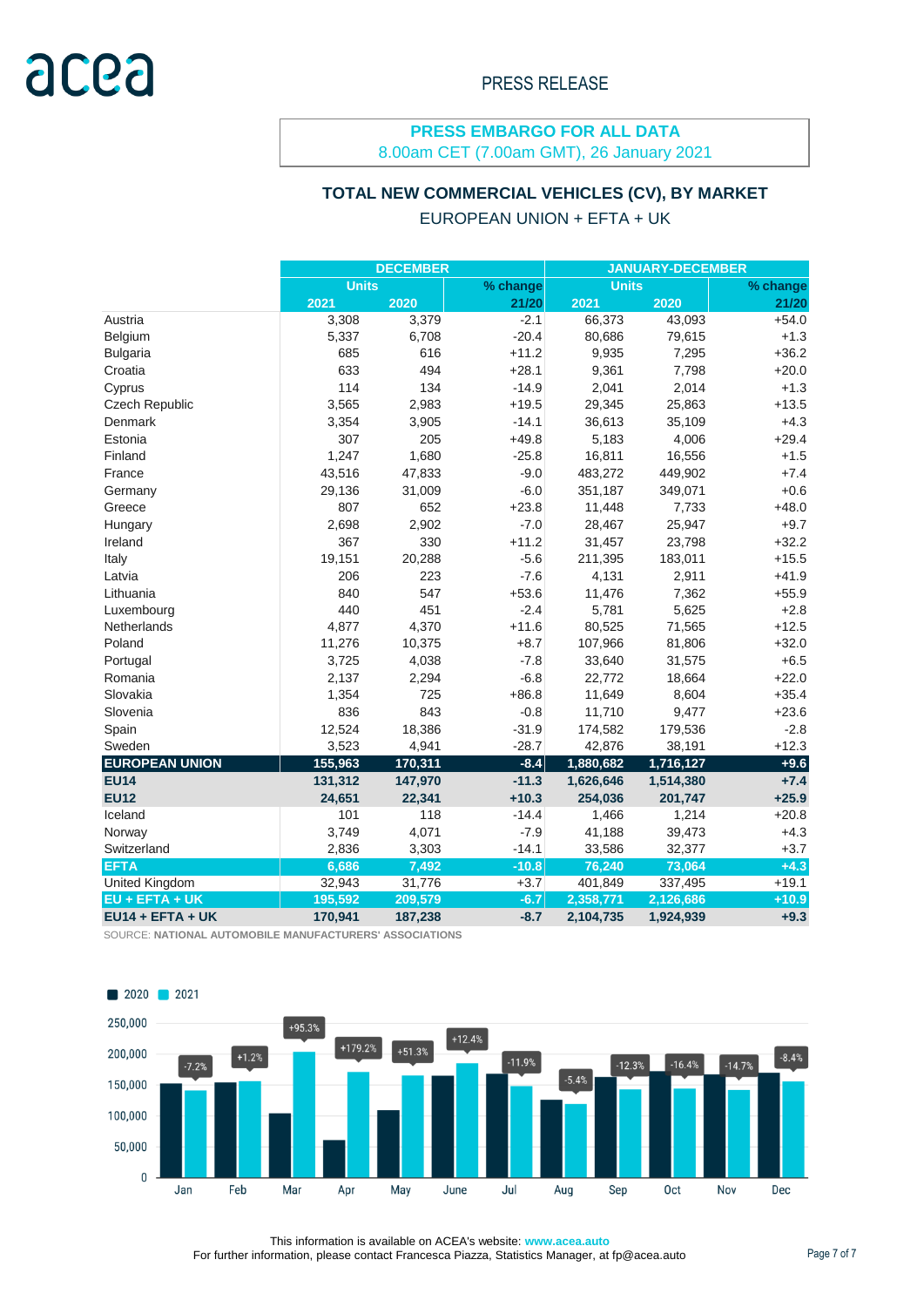acea

PRESS RELEASE

**PRESS EMBARGO FOR ALL DATA**
8.00am CET (7.00am GMT), 26 January 2021

## TOTAL NEW COMMERCIAL VEHICLES (CV), BY MARKET

EUROPEAN UNION + EFTA + UK

| | DECEMBER | | | JANUARY-DECEMBER | | |
|---|---|---|---|---|---|---|
| | Units | | % change | Units | | % change |
| | 2021 | 2020 | 21/20 | 2021 | 2020 | 21/20 |
| Austria | 3,308 | 3,379 | -2.1 | 66,373 | 43,093 | +54.0 |
| Belgium | 5,337 | 6,708 | -20.4 | 80,686 | 79,615 | +1.3 |
| Bulgaria | 685 | 616 | +11.2 | 9,935 | 7,295 | +36.2 |
| Croatia | 633 | 494 | +28.1 | 9,361 | 7,798 | +20.0 |
| Cyprus | 114 | 134 | -14.9 | 2,041 | 2,014 | +1.3 |
| Czech Republic | 3,565 | 2,983 | +19.5 | 29,345 | 25,863 | +13.5 |
| Denmark | 3,354 | 3,905 | -14.1 | 36,613 | 35,109 | +4.3 |
| Estonia | 307 | 205 | +49.8 | 5,183 | 4,006 | +29.4 |
| Finland | 1,247 | 1,680 | -25.8 | 16,811 | 16,556 | +1.5 |
| France | 43,516 | 47,833 | -9.0 | 483,272 | 449,902 | +7.4 |
| Germany | 29,136 | 31,009 | -6.0 | 351,187 | 349,071 | +0.6 |
| Greece | 807 | 652 | +23.8 | 11,448 | 7,733 | +48.0 |
| Hungary | 2,698 | 2,902 | -7.0 | 28,467 | 25,947 | +9.7 |
| Ireland | 367 | 330 | +11.2 | 31,457 | 23,798 | +32.2 |
| Italy | 19,151 | 20,288 | -5.6 | 211,395 | 183,011 | +15.5 |
| Latvia | 206 | 223 | -7.6 | 4,131 | 2,911 | +41.9 |
| Lithuania | 840 | 547 | +53.6 | 11,476 | 7,362 | +55.9 |
| Luxembourg | 440 | 451 | -2.4 | 5,781 | 5,625 | +2.8 |
| Netherlands | 4,877 | 4,370 | +11.6 | 80,525 | 71,565 | +12.5 |
| Poland | 11,276 | 10,375 | +8.7 | 107,966 | 81,806 | +32.0 |
| Portugal | 3,725 | 4,038 | -7.8 | 33,640 | 31,575 | +6.5 |
| Romania | 2,137 | 2,294 | -6.8 | 22,772 | 18,664 | +22.0 |
| Slovakia | 1,354 | 725 | +86.8 | 11,649 | 8,604 | +35.4 |
| Slovenia | 836 | 843 | -0.8 | 11,710 | 9,477 | +23.6 |
| Spain | 12,524 | 18,386 | -31.9 | 174,582 | 179,536 | -2.8 |
| Sweden | 3,523 | 4,941 | -28.7 | 42,876 | 38,191 | +12.3 |
| **EUROPEAN UNION** | **155,963** | **170,311** | **-8.4** | **1,880,682** | **1,716,127** | **+9.6** |
| **EU14** | **131,312** | **147,970** | **-11.3** | **1,626,646** | **1,514,380** | **+7.4** |
| **EU12** | **24,651** | **22,341** | **+10.3** | **254,036** | **201,747** | **+25.9** |
| Iceland | 101 | 118 | -14.4 | 1,466 | 1,214 | +20.8 |
| Norway | 3,749 | 4,071 | -7.9 | 41,188 | 39,473 | +4.3 |
| Switzerland | 2,836 | 3,303 | -14.1 | 33,586 | 32,377 | +3.7 |
| **EFTA** | **6,686** | **7,492** | **-10.8** | **76,240** | **73,064** | **+4.3** |
| United Kingdom | 32,943 | 31,776 | +3.7 | 401,849 | 337,495 | +19.1 |
| **EU + EFTA + UK** | **195,592** | **209,579** | **-6.7** | **2,358,771** | **2,126,686** | **+10.9** |
| **EU14 + EFTA + UK** | **170,941** | **187,238** | **-8.7** | **2,104,735** | **1,924,939** | **+9.3** |

SOURCE: **NATIONAL AUTOMOBILE MANUFACTURERS' ASSOCIATIONS**

2020 2021

250,000
200,000
150,000
100,000
50,000
0

-7.2% +1.2% +95.3% +179.2% +51.3% +12.4% -11.9% -5.4% -12.3% -16.4% -14.7% -8.4%

Jan Feb Mar Apr May June Jul Aug Sep Oct Nov Dec

This information is available on ACEA's website: **www.acea.auto**
For further information, please contact Francesca Piazza, Statistics Manager, at fp@acea.auto